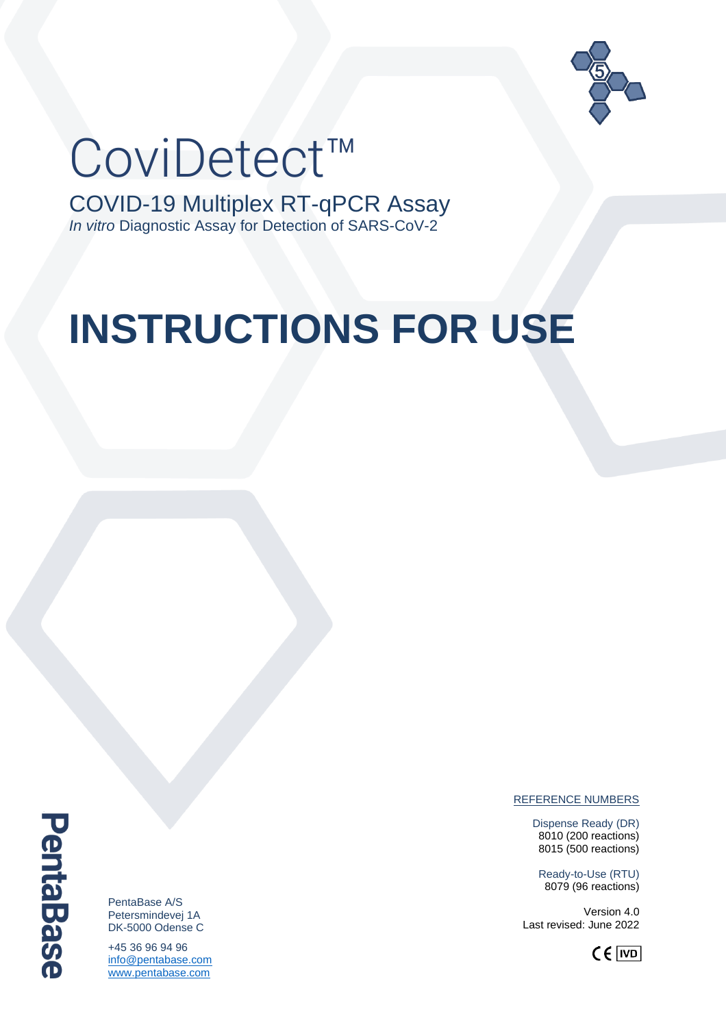# CoviDetect™

COVID-19 Multiplex RT-qPCR Assay

*In vitro* Diagnostic Assay for Detection of SARS-CoV-2

# INSTRUCTIONS FOR USE

PentaBase

PentaBase A/S
Petersmindevej 1A
DK-5000 Odense C

+45 36 96 94 96
info@pentabase.com
www.pentabase.com

REFERENCE NUMBERS

Dispense Ready (DR)
8010 (200 reactions)
8015 (500 reactions)

Ready-to-Use (RTU)
8079 (96 reactions)

Version 4.0
Last revised: June 2022

CE IVD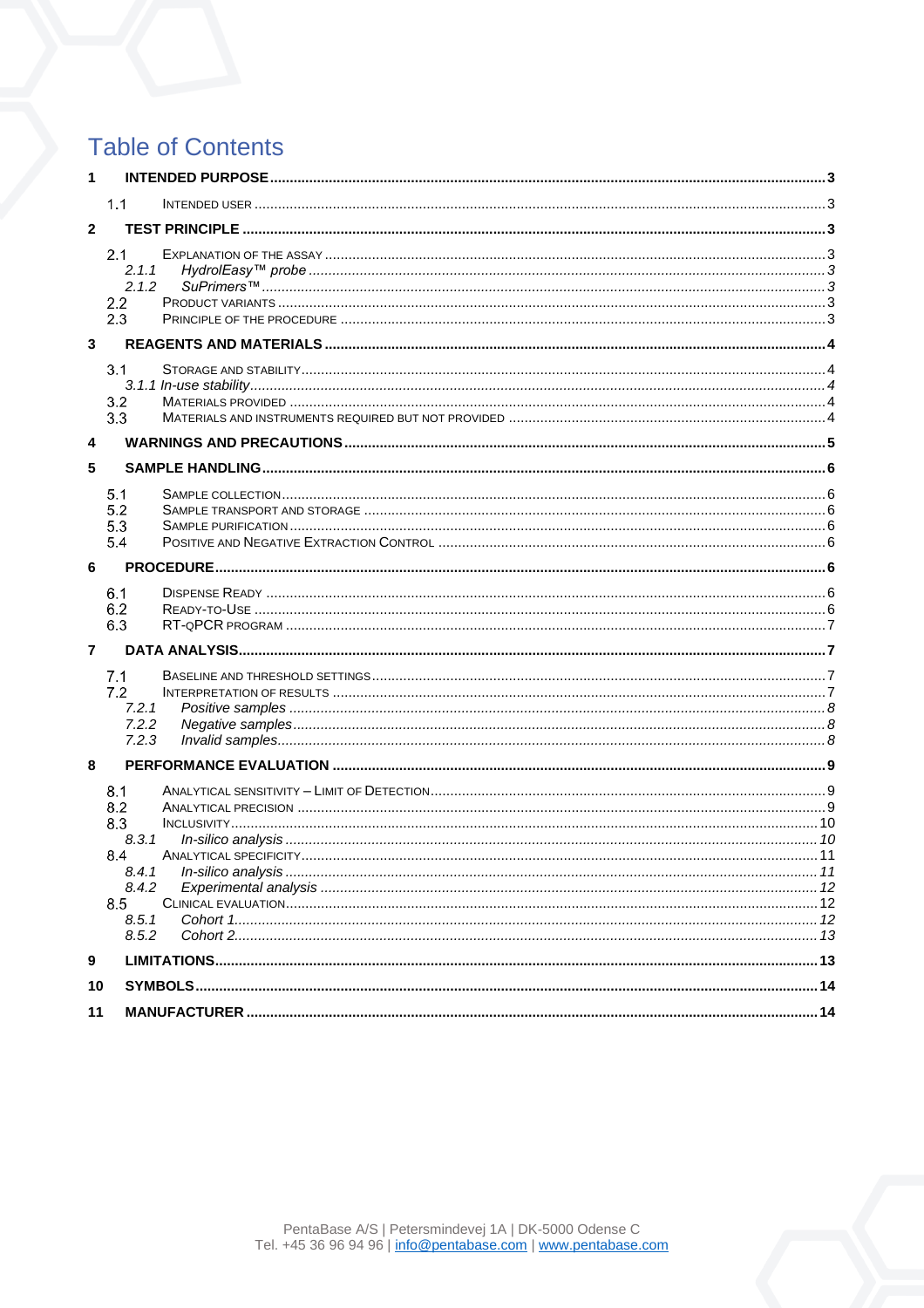# Table of Contents

**1 INTENDED PURPOSE** ... 3

- 1.1 INTENDED USER ... 3

**2 TEST PRINCIPLE** ... 3

- 2.1 EXPLANATION OF THE ASSAY ... 3
  - *2.1.1 HydrolEasy™ probe* ... 3
  - *2.1.2 SuPrimers™* ... 3
- 2.2 PRODUCT VARIANTS ... 3
- 2.3 PRINCIPLE OF THE PROCEDURE ... 3

**3 REAGENTS AND MATERIALS** ... 4

- 3.1 STORAGE AND STABILITY ... 4
  - *3.1.1 In-use stability* ... 4
- 3.2 MATERIALS PROVIDED ... 4
- 3.3 MATERIALS AND INSTRUMENTS REQUIRED BUT NOT PROVIDED ... 4

**4 WARNINGS AND PRECAUTIONS** ... 5

**5 SAMPLE HANDLING** ... 6

- 5.1 SAMPLE COLLECTION ... 6
- 5.2 SAMPLE TRANSPORT AND STORAGE ... 6
- 5.3 SAMPLE PURIFICATION ... 6
- 5.4 POSITIVE AND NEGATIVE EXTRACTION CONTROL ... 6

**6 PROCEDURE** ... 6

- 6.1 DISPENSE READY ... 6
- 6.2 READY-TO-USE ... 6
- 6.3 RT-QPCR PROGRAM ... 7

**7 DATA ANALYSIS** ... 7

- 7.1 BASELINE AND THRESHOLD SETTINGS ... 7
- 7.2 INTERPRETATION OF RESULTS ... 7
  - *7.2.1 Positive samples* ... 8
  - *7.2.2 Negative samples* ... 8
  - *7.2.3 Invalid samples* ... 8

**8 PERFORMANCE EVALUATION** ... 9

- 8.1 ANALYTICAL SENSITIVITY – LIMIT OF DETECTION ... 9
- 8.2 ANALYTICAL PRECISION ... 9
- 8.3 INCLUSIVITY ... 10
  - *8.3.1 In-silico analysis* ... 10
- 8.4 ANALYTICAL SPECIFICITY ... 11
  - *8.4.1 In-silico analysis* ... 11
  - *8.4.2 Experimental analysis* ... 12
- 8.5 CLINICAL EVALUATION ... 12
  - *8.5.1 Cohort 1* ... 12
  - *8.5.2 Cohort 2* ... 13

**9 LIMITATIONS** ... 13

**10 SYMBOLS** ... 14

**11 MANUFACTURER** ... 14

PentaBase A/S | Petersmindevej 1A | DK-5000 Odense C
Tel. +45 36 96 94 96 | info@pentabase.com | www.pentabase.com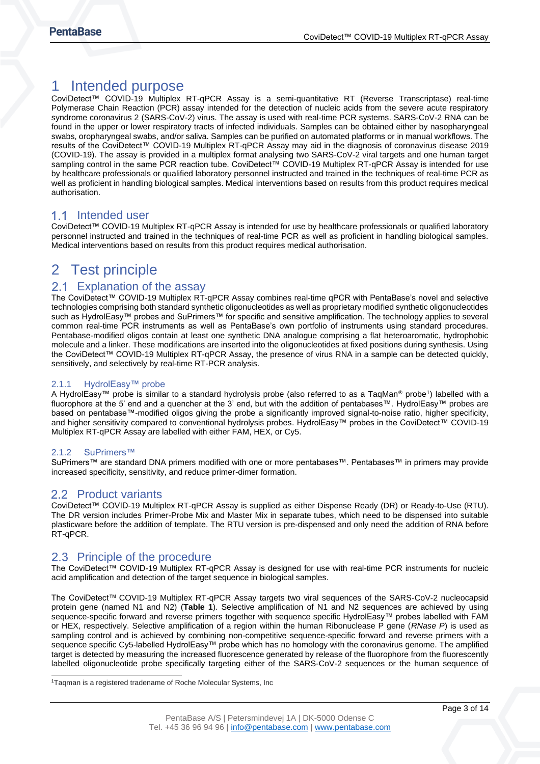# 1 Intended purpose

CoviDetect™ COVID-19 Multiplex RT-qPCR Assay is a semi-quantitative RT (Reverse Transcriptase) real-time Polymerase Chain Reaction (PCR) assay intended for the detection of nucleic acids from the severe acute respiratory syndrome coronavirus 2 (SARS-CoV-2) virus. The assay is used with real-time PCR systems. SARS-CoV-2 RNA can be found in the upper or lower respiratory tracts of infected individuals. Samples can be obtained either by nasopharyngeal swabs, oropharyngeal swabs, and/or saliva. Samples can be purified on automated platforms or in manual workflows. The results of the CoviDetect™ COVID-19 Multiplex RT-qPCR Assay may aid in the diagnosis of coronavirus disease 2019 (COVID-19). The assay is provided in a multiplex format analysing two SARS-CoV-2 viral targets and one human target sampling control in the same PCR reaction tube. CoviDetect™ COVID-19 Multiplex RT-qPCR Assay is intended for use by healthcare professionals or qualified laboratory personnel instructed and trained in the techniques of real-time PCR as well as proficient in handling biological samples. Medical interventions based on results from this product requires medical authorisation.

## 1.1 Intended user

CoviDetect™ COVID-19 Multiplex RT-qPCR Assay is intended for use by healthcare professionals or qualified laboratory personnel instructed and trained in the techniques of real-time PCR as well as proficient in handling biological samples. Medical interventions based on results from this product requires medical authorisation.

# 2 Test principle

## 2.1 Explanation of the assay

The CoviDetect™ COVID-19 Multiplex RT-qPCR Assay combines real-time qPCR with PentaBase's novel and selective technologies comprising both standard synthetic oligonucleotides as well as proprietary modified synthetic oligonucleotides such as HydrolEasy™ probes and SuPrimers™ for specific and sensitive amplification. The technology applies to several common real-time PCR instruments as well as PentaBase's own portfolio of instruments using standard procedures. Pentabase-modified oligos contain at least one synthetic DNA analogue comprising a flat heteroaromatic, hydrophobic molecule and a linker. These modifications are inserted into the oligonucleotides at fixed positions during synthesis. Using the CoviDetect™ COVID-19 Multiplex RT-qPCR Assay, the presence of virus RNA in a sample can be detected quickly, sensitively, and selectively by real-time RT-PCR analysis.

### 2.1.1 HydrolEasy™ probe

A HydrolEasy™ probe is similar to a standard hydrolysis probe (also referred to as a TaqMan® probe[1]) labelled with a fluorophore at the 5' end and a quencher at the 3' end, but with the addition of pentabases™. HydrolEasy™ probes are based on pentabase™-modified oligos giving the probe a significantly improved signal-to-noise ratio, higher specificity, and higher sensitivity compared to conventional hydrolysis probes. HydrolEasy™ probes in the CoviDetect™ COVID-19 Multiplex RT-qPCR Assay are labelled with either FAM, HEX, or Cy5.

### 2.1.2 SuPrimers™

SuPrimers™ are standard DNA primers modified with one or more pentabases™. Pentabases™ in primers may provide increased specificity, sensitivity, and reduce primer-dimer formation.

## 2.2 Product variants

CoviDetect™ COVID-19 Multiplex RT-qPCR Assay is supplied as either Dispense Ready (DR) or Ready-to-Use (RTU). The DR version includes Primer-Probe Mix and Master Mix in separate tubes, which need to be dispensed into suitable plasticware before the addition of template. The RTU version is pre-dispensed and only need the addition of RNA before RT-qPCR.

## 2.3 Principle of the procedure

The CoviDetect™ COVID-19 Multiplex RT-qPCR Assay is designed for use with real-time PCR instruments for nucleic acid amplification and detection of the target sequence in biological samples.

The CoviDetect™ COVID-19 Multiplex RT-qPCR Assay targets two viral sequences of the SARS-CoV-2 nucleocapsid protein gene (named N1 and N2) (**Table 1**). Selective amplification of N1 and N2 sequences are achieved by using sequence-specific forward and reverse primers together with sequence specific HydrolEasy™ probes labelled with FAM or HEX, respectively. Selective amplification of a region within the human Ribonuclease P gene (*RNase P*) is used as sampling control and is achieved by combining non-competitive sequence-specific forward and reverse primers with a sequence specific Cy5-labelled HydrolEasy™ probe which has no homology with the coronavirus genome. The amplified target is detected by measuring the increased fluorescence generated by release of the fluorophore from the fluorescently labelled oligonucleotide probe specifically targeting either of the SARS-CoV-2 sequences or the human sequence of

[1]Taqman is a registered tradename of Roche Molecular Systems, Inc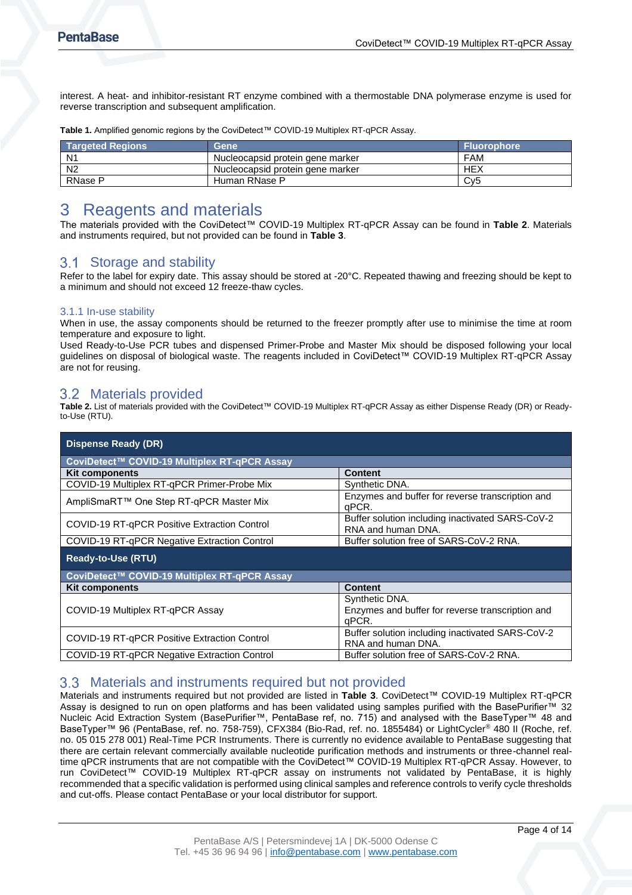interest. A heat- and inhibitor-resistant RT enzyme combined with a thermostable DNA polymerase enzyme is used for reverse transcription and subsequent amplification.

**Table 1.** Amplified genomic regions by the CoviDetect™ COVID-19 Multiplex RT-qPCR Assay.

| Targeted Regions | Gene | Fluorophore |
|---|---|---|
| N1 | Nucleocapsid protein gene marker | FAM |
| N2 | Nucleocapsid protein gene marker | HEX |
| RNase P | Human RNase P | Cy5 |

# 3 Reagents and materials

The materials provided with the CoviDetect™ COVID-19 Multiplex RT-qPCR Assay can be found in **Table 2**. Materials and instruments required, but not provided can be found in **Table 3**.

## 3.1 Storage and stability

Refer to the label for expiry date. This assay should be stored at -20°C. Repeated thawing and freezing should be kept to a minimum and should not exceed 12 freeze-thaw cycles.

### 3.1.1 In-use stability

When in use, the assay components should be returned to the freezer promptly after use to minimise the time at room temperature and exposure to light.

Used Ready-to-Use PCR tubes and dispensed Primer-Probe and Master Mix should be disposed following your local guidelines on disposal of biological waste. The reagents included in CoviDetect™ COVID-19 Multiplex RT-qPCR Assay are not for reusing.

## 3.2 Materials provided

**Table 2.** List of materials provided with the CoviDetect™ COVID-19 Multiplex RT-qPCR Assay as either Dispense Ready (DR) or Ready-to-Use (RTU).

| **Dispense Ready (DR)** | |
|---|---|
| **CoviDetect™ COVID-19 Multiplex RT-qPCR Assay** | |
| **Kit components** | **Content** |
| COVID-19 Multiplex RT-qPCR Primer-Probe Mix | Synthetic DNA. |
| AmpliSmaRT™ One Step RT-qPCR Master Mix | Enzymes and buffer for reverse transcription and qPCR. |
| COVID-19 RT-qPCR Positive Extraction Control | Buffer solution including inactivated SARS-CoV-2 RNA and human DNA. |
| COVID-19 RT-qPCR Negative Extraction Control | Buffer solution free of SARS-CoV-2 RNA. |
| **Ready-to-Use (RTU)** | |
| **CoviDetect™ COVID-19 Multiplex RT-qPCR Assay** | |
| **Kit components** | **Content** |
| COVID-19 Multiplex RT-qPCR Assay | Synthetic DNA. Enzymes and buffer for reverse transcription and qPCR. |
| COVID-19 RT-qPCR Positive Extraction Control | Buffer solution including inactivated SARS-CoV-2 RNA and human DNA. |
| COVID-19 RT-qPCR Negative Extraction Control | Buffer solution free of SARS-CoV-2 RNA. |

## 3.3 Materials and instruments required but not provided

Materials and instruments required but not provided are listed in **Table 3**. CoviDetect™ COVID-19 Multiplex RT-qPCR Assay is designed to run on open platforms and has been validated using samples purified with the BasePurifier™ 32 Nucleic Acid Extraction System (BasePurifier™, PentaBase ref, no. 715) and analysed with the BaseTyper™ 48 and BaseTyper™ 96 (PentaBase, ref. no. 758-759), CFX384 (Bio-Rad, ref. no. 1855484) or LightCycler® 480 II (Roche, ref. no. 05 015 278 001) Real-Time PCR Instruments. There is currently no evidence available to PentaBase suggesting that there are certain relevant commercially available nucleotide purification methods and instruments or three-channel real-time qPCR instruments that are not compatible with the CoviDetect™ COVID-19 Multiplex RT-qPCR Assay. However, to run CoviDetect™ COVID-19 Multiplex RT-qPCR assay on instruments not validated by PentaBase, it is highly recommended that a specific validation is performed using clinical samples and reference controls to verify cycle thresholds and cut-offs. Please contact PentaBase or your local distributor for support.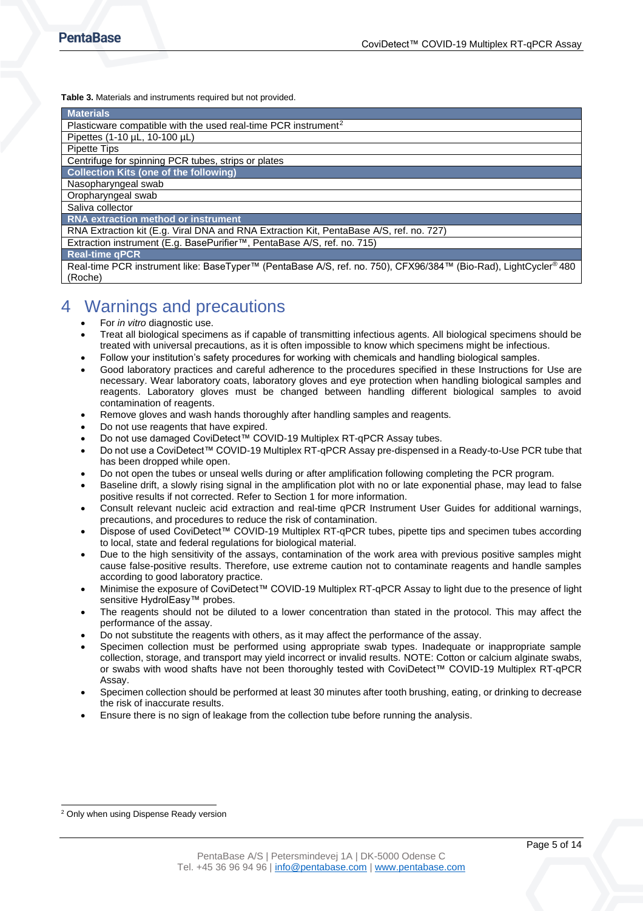**Table 3.** Materials and instruments required but not provided.

| Materials |
|---|
| Plasticware compatible with the used real-time PCR instrument[2] |
| Pipettes (1-10 µL, 10-100 µL) |
| Pipette Tips |
| Centrifuge for spinning PCR tubes, strips or plates |
| **Collection Kits (one of the following)** |
| Nasopharyngeal swab |
| Oropharyngeal swab |
| Saliva collector |
| **RNA extraction method or instrument** |
| RNA Extraction kit (E.g. Viral DNA and RNA Extraction Kit, PentaBase A/S, ref. no. 727) |
| Extraction instrument (E.g. BasePurifier™, PentaBase A/S, ref. no. 715) |
| **Real-time qPCR** |
| Real-time PCR instrument like: BaseTyper™ (PentaBase A/S, ref. no. 750), CFX96/384™ (Bio-Rad), LightCycler® 480 (Roche) |

# 4 Warnings and precautions

- For *in vitro* diagnostic use.
- Treat all biological specimens as if capable of transmitting infectious agents. All biological specimens should be treated with universal precautions, as it is often impossible to know which specimens might be infectious.
- Follow your institution's safety procedures for working with chemicals and handling biological samples.
- Good laboratory practices and careful adherence to the procedures specified in these Instructions for Use are necessary. Wear laboratory coats, laboratory gloves and eye protection when handling biological samples and reagents. Laboratory gloves must be changed between handling different biological samples to avoid contamination of reagents.
- Remove gloves and wash hands thoroughly after handling samples and reagents.
- Do not use reagents that have expired.
- Do not use damaged CoviDetect™ COVID-19 Multiplex RT-qPCR Assay tubes.
- Do not use a CoviDetect™ COVID-19 Multiplex RT-qPCR Assay pre-dispensed in a Ready-to-Use PCR tube that has been dropped while open.
- Do not open the tubes or unseal wells during or after amplification following completing the PCR program.
- Baseline drift, a slowly rising signal in the amplification plot with no or late exponential phase, may lead to false positive results if not corrected. Refer to Section 1 for more information.
- Consult relevant nucleic acid extraction and real-time qPCR Instrument User Guides for additional warnings, precautions, and procedures to reduce the risk of contamination.
- Dispose of used CoviDetect™ COVID-19 Multiplex RT-qPCR tubes, pipette tips and specimen tubes according to local, state and federal regulations for biological material.
- Due to the high sensitivity of the assays, contamination of the work area with previous positive samples might cause false-positive results. Therefore, use extreme caution not to contaminate reagents and handle samples according to good laboratory practice.
- Minimise the exposure of CoviDetect™ COVID-19 Multiplex RT-qPCR Assay to light due to the presence of light sensitive HydrolEasy™ probes.
- The reagents should not be diluted to a lower concentration than stated in the protocol. This may affect the performance of the assay.
- Do not substitute the reagents with others, as it may affect the performance of the assay.
- Specimen collection must be performed using appropriate swab types. Inadequate or inappropriate sample collection, storage, and transport may yield incorrect or invalid results. NOTE: Cotton or calcium alginate swabs, or swabs with wood shafts have not been thoroughly tested with CoviDetect™ COVID-19 Multiplex RT-qPCR Assay.
- Specimen collection should be performed at least 30 minutes after tooth brushing, eating, or drinking to decrease the risk of inaccurate results.
- Ensure there is no sign of leakage from the collection tube before running the analysis.

[2] Only when using Dispense Ready version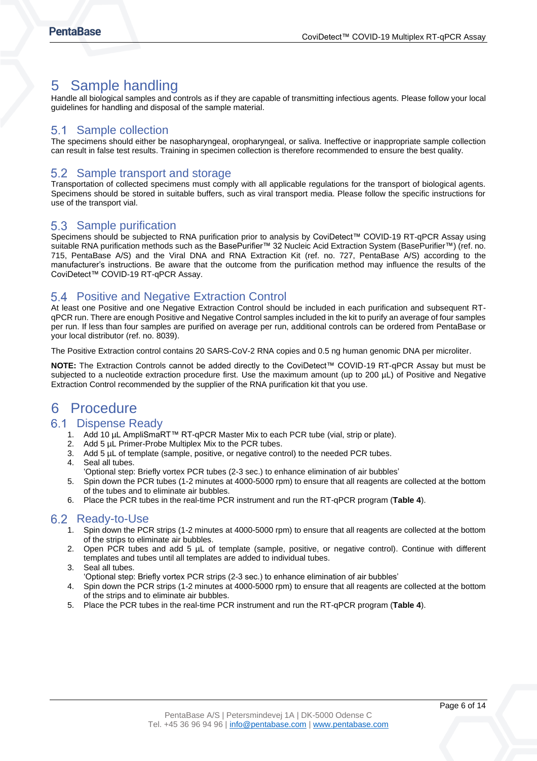# 5 Sample handling

Handle all biological samples and controls as if they are capable of transmitting infectious agents. Please follow your local guidelines for handling and disposal of the sample material.

## 5.1 Sample collection

The specimens should either be nasopharyngeal, oropharyngeal, or saliva. Ineffective or inappropriate sample collection can result in false test results. Training in specimen collection is therefore recommended to ensure the best quality.

## 5.2 Sample transport and storage

Transportation of collected specimens must comply with all applicable regulations for the transport of biological agents. Specimens should be stored in suitable buffers, such as viral transport media. Please follow the specific instructions for use of the transport vial.

## 5.3 Sample purification

Specimens should be subjected to RNA purification prior to analysis by CoviDetect™ COVID-19 RT-qPCR Assay using suitable RNA purification methods such as the BasePurifier™ 32 Nucleic Acid Extraction System (BasePurifier™) (ref. no. 715, PentaBase A/S) and the Viral DNA and RNA Extraction Kit (ref. no. 727, PentaBase A/S) according to the manufacturer's instructions. Be aware that the outcome from the purification method may influence the results of the CoviDetect™ COVID-19 RT-qPCR Assay.

## 5.4 Positive and Negative Extraction Control

At least one Positive and one Negative Extraction Control should be included in each purification and subsequent RT-qPCR run. There are enough Positive and Negative Control samples included in the kit to purify an average of four samples per run. If less than four samples are purified on average per run, additional controls can be ordered from PentaBase or your local distributor (ref. no. 8039).

The Positive Extraction control contains 20 SARS-CoV-2 RNA copies and 0.5 ng human genomic DNA per microliter.

**NOTE:** The Extraction Controls cannot be added directly to the CoviDetect™ COVID-19 RT-qPCR Assay but must be subjected to a nucleotide extraction procedure first. Use the maximum amount (up to 200 µL) of Positive and Negative Extraction Control recommended by the supplier of the RNA purification kit that you use.

# 6 Procedure

## 6.1 Dispense Ready

1. Add 10 µL AmpliSmaRT™ RT-qPCR Master Mix to each PCR tube (vial, strip or plate).
2. Add 5 µL Primer-Probe Multiplex Mix to the PCR tubes.
3. Add 5 µL of template (sample, positive, or negative control) to the needed PCR tubes.
4. Seal all tubes.
   'Optional step: Briefly vortex PCR tubes (2-3 sec.) to enhance elimination of air bubbles'
5. Spin down the PCR tubes (1-2 minutes at 4000-5000 rpm) to ensure that all reagents are collected at the bottom of the tubes and to eliminate air bubbles.
6. Place the PCR tubes in the real-time PCR instrument and run the RT-qPCR program (**Table 4**).

## 6.2 Ready-to-Use

1. Spin down the PCR strips (1-2 minutes at 4000-5000 rpm) to ensure that all reagents are collected at the bottom of the strips to eliminate air bubbles.
2. Open PCR tubes and add 5 µL of template (sample, positive, or negative control). Continue with different templates and tubes until all templates are added to individual tubes.
3. Seal all tubes.
   'Optional step: Briefly vortex PCR strips (2-3 sec.) to enhance elimination of air bubbles'
4. Spin down the PCR strips (1-2 minutes at 4000-5000 rpm) to ensure that all reagents are collected at the bottom of the strips and to eliminate air bubbles.
5. Place the PCR tubes in the real-time PCR instrument and run the RT-qPCR program (**Table 4**).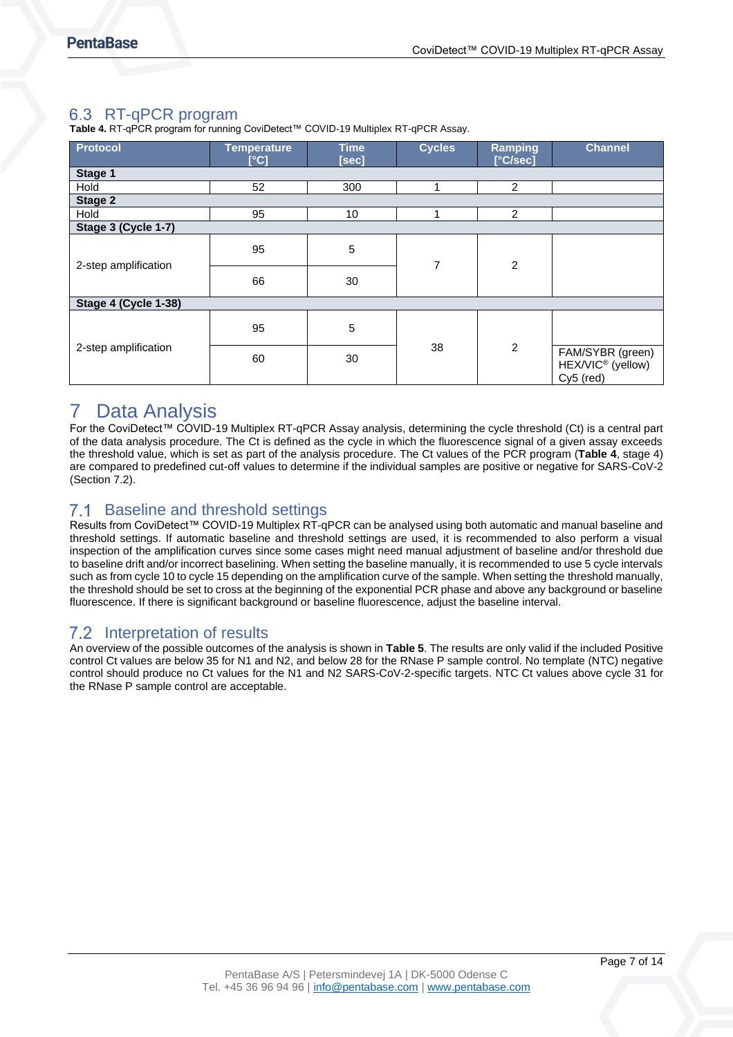## 6.3 RT-qPCR program

**Table 4.** RT-qPCR program for running CoviDetect™ COVID-19 Multiplex RT-qPCR Assay.

| Protocol | Temperature [°C] | Time [sec] | Cycles | Ramping [°C/sec] | Channel |
|---|---|---|---|---|---|
| **Stage 1** | | | | | |
| Hold | 52 | 300 | 1 | 2 | |
| **Stage 2** | | | | | |
| Hold | 95 | 10 | 1 | 2 | |
| **Stage 3 (Cycle 1-7)** | | | | | |
| 2-step amplification | 95 | 5 | 7 | 2 | |
| | 66 | 30 | | | |
| **Stage 4 (Cycle 1-38)** | | | | | |
| 2-step amplification | 95 | 5 | 38 | 2 | |
| | 60 | 30 | | | FAM/SYBR (green) HEX/VIC® (yellow) Cy5 (red) |

# 7 Data Analysis

For the CoviDetect™ COVID-19 Multiplex RT-qPCR Assay analysis, determining the cycle threshold (Ct) is a central part of the data analysis procedure. The Ct is defined as the cycle in which the fluorescence signal of a given assay exceeds the threshold value, which is set as part of the analysis procedure. The Ct values of the PCR program (**Table 4**, stage 4) are compared to predefined cut-off values to determine if the individual samples are positive or negative for SARS-CoV-2 (Section 7.2).

## 7.1 Baseline and threshold settings

Results from CoviDetect™ COVID-19 Multiplex RT-qPCR can be analysed using both automatic and manual baseline and threshold settings. If automatic baseline and threshold settings are used, it is recommended to also perform a visual inspection of the amplification curves since some cases might need manual adjustment of baseline and/or threshold due to baseline drift and/or incorrect baselining. When setting the baseline manually, it is recommended to use 5 cycle intervals such as from cycle 10 to cycle 15 depending on the amplification curve of the sample. When setting the threshold manually, the threshold should be set to cross at the beginning of the exponential PCR phase and above any background or baseline fluorescence. If there is significant background or baseline fluorescence, adjust the baseline interval.

## 7.2 Interpretation of results

An overview of the possible outcomes of the analysis is shown in **Table 5**. The results are only valid if the included Positive control Ct values are below 35 for N1 and N2, and below 28 for the RNase P sample control. No template (NTC) negative control should produce no Ct values for the N1 and N2 SARS-CoV-2-specific targets. NTC Ct values above cycle 31 for the RNase P sample control are acceptable.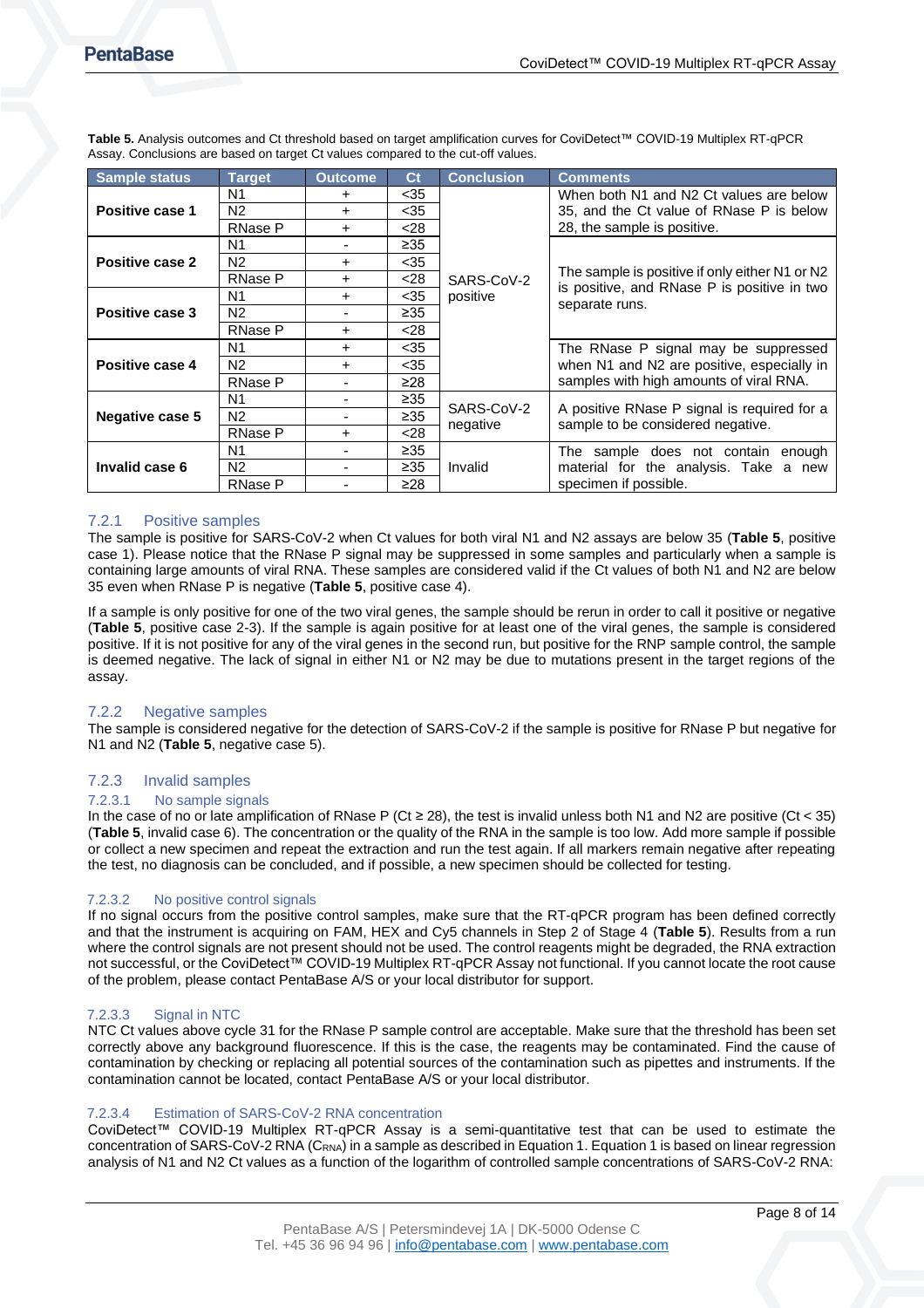**Table 5.** Analysis outcomes and Ct threshold based on target amplification curves for CoviDetect™ COVID-19 Multiplex RT-qPCR Assay. Conclusions are based on target Ct values compared to the cut-off values.

| Sample status | Target | Outcome | Ct | Conclusion | Comments |
|---|---|---|---|---|---|
| **Positive case 1** | N1 | + | <35 | SARS-CoV-2 positive | When both N1 and N2 Ct values are below 35, and the Ct value of RNase P is below 28, the sample is positive. |
| | N2 | + | <35 | | |
| | RNase P | + | <28 | | |
| **Positive case 2** | N1 | - | ≥35 | | The sample is positive if only either N1 or N2 is positive, and RNase P is positive in two separate runs. |
| | N2 | + | <35 | | |
| | RNase P | + | <28 | | |
| **Positive case 3** | N1 | + | <35 | | |
| | N2 | - | ≥35 | | |
| | RNase P | + | <28 | | |
| **Positive case 4** | N1 | + | <35 | | The RNase P signal may be suppressed when N1 and N2 are positive, especially in samples with high amounts of viral RNA. |
| | N2 | + | <35 | | |
| | RNase P | - | ≥28 | | |
| **Negative case 5** | N1 | - | ≥35 | SARS-CoV-2 negative | A positive RNase P signal is required for a sample to be considered negative. |
| | N2 | - | ≥35 | | |
| | RNase P | + | <28 | | |
| **Invalid case 6** | N1 | - | ≥35 | Invalid | The sample does not contain enough material for the analysis. Take a new specimen if possible. |
| | N2 | - | ≥35 | | |
| | RNase P | - | ≥28 | | |

### 7.2.1 Positive samples

The sample is positive for SARS-CoV-2 when Ct values for both viral N1 and N2 assays are below 35 (**Table 5**, positive case 1). Please notice that the RNase P signal may be suppressed in some samples and particularly when a sample is containing large amounts of viral RNA. These samples are considered valid if the Ct values of both N1 and N2 are below 35 even when RNase P is negative (**Table 5**, positive case 4).

If a sample is only positive for one of the two viral genes, the sample should be rerun in order to call it positive or negative (**Table 5**, positive case 2-3). If the sample is again positive for at least one of the viral genes, the sample is considered positive. If it is not positive for any of the viral genes in the second run, but positive for the RNP sample control, the sample is deemed negative. The lack of signal in either N1 or N2 may be due to mutations present in the target regions of the assay.

### 7.2.2 Negative samples

The sample is considered negative for the detection of SARS-CoV-2 if the sample is positive for RNase P but negative for N1 and N2 (**Table 5**, negative case 5).

### 7.2.3 Invalid samples

#### 7.2.3.1 No sample signals

In the case of no or late amplification of RNase P (Ct ≥ 28), the test is invalid unless both N1 and N2 are positive (Ct < 35) (**Table 5**, invalid case 6). The concentration or the quality of the RNA in the sample is too low. Add more sample if possible or collect a new specimen and repeat the extraction and run the test again. If all markers remain negative after repeating the test, no diagnosis can be concluded, and if possible, a new specimen should be collected for testing.

#### 7.2.3.2 No positive control signals

If no signal occurs from the positive control samples, make sure that the RT-qPCR program has been defined correctly and that the instrument is acquiring on FAM, HEX and Cy5 channels in Step 2 of Stage 4 (**Table 5**). Results from a run where the control signals are not present should not be used. The control reagents might be degraded, the RNA extraction not successful, or the CoviDetect™ COVID-19 Multiplex RT-qPCR Assay not functional. If you cannot locate the root cause of the problem, please contact PentaBase A/S or your local distributor for support.

#### 7.2.3.3 Signal in NTC

NTC Ct values above cycle 31 for the RNase P sample control are acceptable. Make sure that the threshold has been set correctly above any background fluorescence. If this is the case, the reagents may be contaminated. Find the cause of contamination by checking or replacing all potential sources of the contamination such as pipettes and instruments. If the contamination cannot be located, contact PentaBase A/S or your local distributor.

#### 7.2.3.4 Estimation of SARS-CoV-2 RNA concentration

CoviDetect™ COVID-19 Multiplex RT-qPCR Assay is a semi-quantitative test that can be used to estimate the concentration of SARS-CoV-2 RNA ($C_{RNA}$) in a sample as described in Equation 1. Equation 1 is based on linear regression analysis of N1 and N2 Ct values as a function of the logarithm of controlled sample concentrations of SARS-CoV-2 RNA: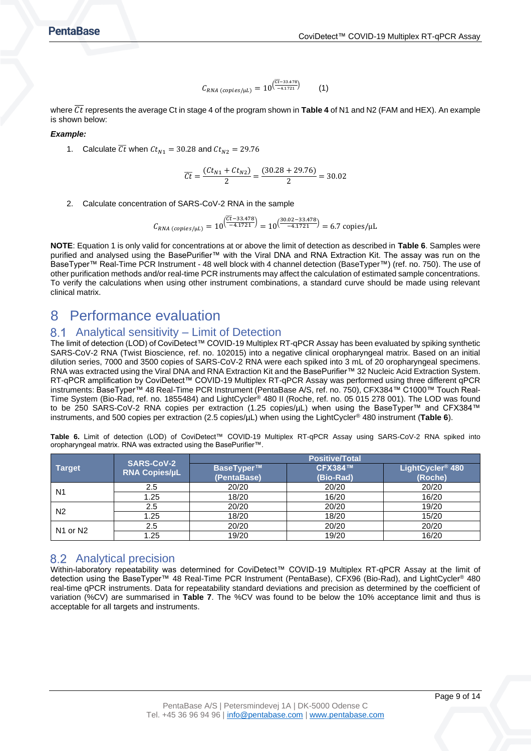$$C_{RNA\ (copies/\mu L)} = 10^{\left(\frac{\overline{Ct}-33.478}{-4.1721}\right)} \qquad (1)$$

where $\overline{Ct}$ represents the average Ct in stage 4 of the program shown in **Table 4** of N1 and N2 (FAM and HEX). An example is shown below:

***Example:***

1. Calculate $\overline{Ct}$ when $Ct_{N1} = 30.28$ and $Ct_{N2} = 29.76$

$$\overline{Ct} = \frac{(Ct_{N1} + Ct_{N2})}{2} = \frac{(30.28 + 29.76)}{2} = 30.02$$

2. Calculate concentration of SARS-CoV-2 RNA in the sample

$$C_{RNA\ (copies/\mu L)} = 10^{\left(\frac{\overline{Ct}-33.478}{-4.1721}\right)} = 10^{\left(\frac{30.02-33.478}{-4.1721}\right)} = 6.7\ \text{copies/}\mu\text{L}$$

**NOTE**: Equation 1 is only valid for concentrations at or above the limit of detection as described in **Table 6**. Samples were purified and analysed using the BasePurifier™ with the Viral DNA and RNA Extraction Kit. The assay was run on the BaseTyper™ Real-Time PCR Instrument - 48 well block with 4 channel detection (BaseTyper™) (ref. no. 750). The use of other purification methods and/or real-time PCR instruments may affect the calculation of estimated sample concentrations. To verify the calculations when using other instrument combinations, a standard curve should be made using relevant clinical matrix.

# 8 Performance evaluation

## 8.1 Analytical sensitivity – Limit of Detection

The limit of detection (LOD) of CoviDetect™ COVID-19 Multiplex RT-qPCR Assay has been evaluated by spiking synthetic SARS-CoV-2 RNA (Twist Bioscience, ref. no. 102015) into a negative clinical oropharyngeal matrix. Based on an initial dilution series, 7000 and 3500 copies of SARS-CoV-2 RNA were each spiked into 3 mL of 20 oropharyngeal specimens. RNA was extracted using the Viral DNA and RNA Extraction Kit and the BasePurifier™ 32 Nucleic Acid Extraction System. RT-qPCR amplification by CoviDetect™ COVID-19 Multiplex RT-qPCR Assay was performed using three different qPCR instruments: BaseTyper™ 48 Real-Time PCR Instrument (PentaBase A/S, ref. no. 750), CFX384™ C1000™ Touch Real-Time System (Bio-Rad, ref. no. 1855484) and LightCycler® 480 II (Roche, ref. no. 05 015 278 001). The LOD was found to be 250 SARS-CoV-2 RNA copies per extraction (1.25 copies/µL) when using the BaseTyper™ and CFX384™ instruments, and 500 copies per extraction (2.5 copies/µL) when using the LightCycler® 480 instrument (**Table 6**).

**Table 6.** Limit of detection (LOD) of CoviDetect™ COVID-19 Multiplex RT-qPCR Assay using SARS-CoV-2 RNA spiked into oropharyngeal matrix. RNA was extracted using the BasePurifier™.

| Target | SARS-CoV-2 RNA Copies/µL | Positive/Total | | |
|---|---|---|---|---|
| | | BaseTyper™ (PentaBase) | CFX384™ (Bio-Rad) | LightCycler® 480 (Roche) |
| N1 | 2.5 | 20/20 | 20/20 | 20/20 |
| | 1.25 | 18/20 | 16/20 | 16/20 |
| N2 | 2.5 | 20/20 | 20/20 | 19/20 |
| | 1.25 | 18/20 | 18/20 | 15/20 |
| N1 or N2 | 2.5 | 20/20 | 20/20 | 20/20 |
| | 1.25 | 19/20 | 19/20 | 16/20 |

## 8.2 Analytical precision

Within-laboratory repeatability was determined for CoviDetect™ COVID-19 Multiplex RT-qPCR Assay at the limit of detection using the BaseTyper™ 48 Real-Time PCR Instrument (PentaBase), CFX96 (Bio-Rad), and LightCycler® 480 real-time qPCR instruments. Data for repeatability standard deviations and precision as determined by the coefficient of variation (%CV) are summarised in **Table 7**. The %CV was found to be below the 10% acceptance limit and thus is acceptable for all targets and instruments.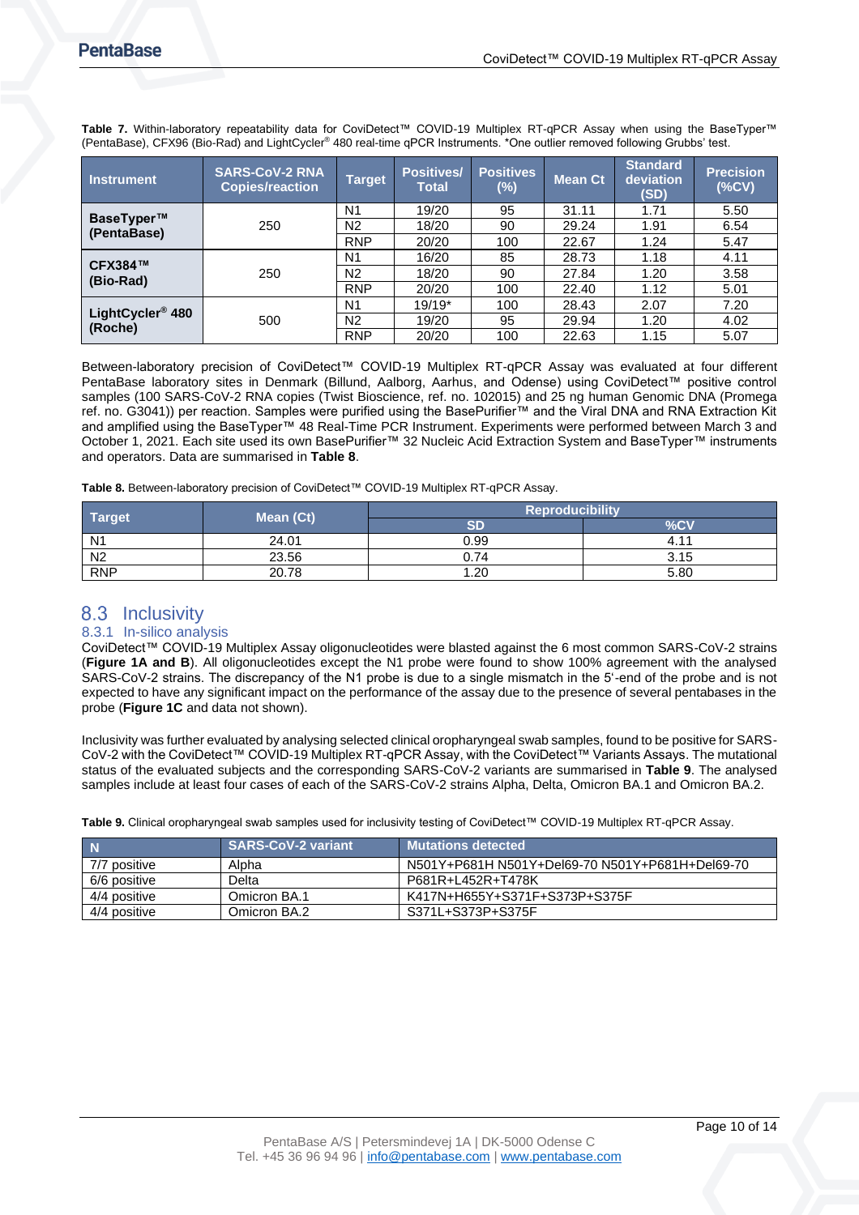**Table 7.** Within-laboratory repeatability data for CoviDetect™ COVID-19 Multiplex RT-qPCR Assay when using the BaseTyper™ (PentaBase), CFX96 (Bio-Rad) and LightCycler® 480 real-time qPCR Instruments. *One outlier removed following Grubbs' test.

| Instrument | SARS-CoV-2 RNA Copies/reaction | Target | Positives/ Total | Positives (%) | Mean Ct | Standard deviation (SD) | Precision (%CV) |
|---|---|---|---|---|---|---|---|
| **BaseTyper™ (PentaBase)** | 250 | N1 | 19/20 | 95 | 31.11 | 1.71 | 5.50 |
| | | N2 | 18/20 | 90 | 29.24 | 1.91 | 6.54 |
| | | RNP | 20/20 | 100 | 22.67 | 1.24 | 5.47 |
| **CFX384™ (Bio-Rad)** | 250 | N1 | 16/20 | 85 | 28.73 | 1.18 | 4.11 |
| | | N2 | 18/20 | 90 | 27.84 | 1.20 | 3.58 |
| | | RNP | 20/20 | 100 | 22.40 | 1.12 | 5.01 |
| **LightCycler® 480 (Roche)** | 500 | N1 | 19/19* | 100 | 28.43 | 2.07 | 7.20 |
| | | N2 | 19/20 | 95 | 29.94 | 1.20 | 4.02 |
| | | RNP | 20/20 | 100 | 22.63 | 1.15 | 5.07 |

Between-laboratory precision of CoviDetect™ COVID-19 Multiplex RT-qPCR Assay was evaluated at four different PentaBase laboratory sites in Denmark (Billund, Aalborg, Aarhus, and Odense) using CoviDetect™ positive control samples (100 SARS-CoV-2 RNA copies (Twist Bioscience, ref. no. 102015) and 25 ng human Genomic DNA (Promega ref. no. G3041)) per reaction. Samples were purified using the BasePurifier™ and the Viral DNA and RNA Extraction Kit and amplified using the BaseTyper™ 48 Real-Time PCR Instrument. Experiments were performed between March 3 and October 1, 2021. Each site used its own BasePurifier™ 32 Nucleic Acid Extraction System and BaseTyper™ instruments and operators. Data are summarised in **Table 8**.

**Table 8.** Between-laboratory precision of CoviDetect™ COVID-19 Multiplex RT-qPCR Assay.

| Target | Mean (Ct) | Reproducibility | |
|---|---|---|---|
| | | SD | %CV |
| N1 | 24.01 | 0.99 | 4.11 |
| N2 | 23.56 | 0.74 | 3.15 |
| RNP | 20.78 | 1.20 | 5.80 |

## 8.3 Inclusivity

### 8.3.1 In-silico analysis

CoviDetect™ COVID-19 Multiplex Assay oligonucleotides were blasted against the 6 most common SARS-CoV-2 strains (**Figure 1A and B**). All oligonucleotides except the N1 probe were found to show 100% agreement with the analysed SARS-CoV-2 strains. The discrepancy of the N1 probe is due to a single mismatch in the 5'-end of the probe and is not expected to have any significant impact on the performance of the assay due to the presence of several pentabases in the probe (**Figure 1C** and data not shown).

Inclusivity was further evaluated by analysing selected clinical oropharyngeal swab samples, found to be positive for SARS-CoV-2 with the CoviDetect™ COVID-19 Multiplex RT-qPCR Assay, with the CoviDetect™ Variants Assays. The mutational status of the evaluated subjects and the corresponding SARS-CoV-2 variants are summarised in **Table 9**. The analysed samples include at least four cases of each of the SARS-CoV-2 strains Alpha, Delta, Omicron BA.1 and Omicron BA.2.

**Table 9.** Clinical oropharyngeal swab samples used for inclusivity testing of CoviDetect™ COVID-19 Multiplex RT-qPCR Assay.

| N | SARS-CoV-2 variant | Mutations detected |
|---|---|---|
| 7/7 positive | Alpha | N501Y+P681H N501Y+Del69-70 N501Y+P681H+Del69-70 |
| 6/6 positive | Delta | P681R+L452R+T478K |
| 4/4 positive | Omicron BA.1 | K417N+H655Y+S371F+S373P+S375F |
| 4/4 positive | Omicron BA.2 | S371L+S373P+S375F |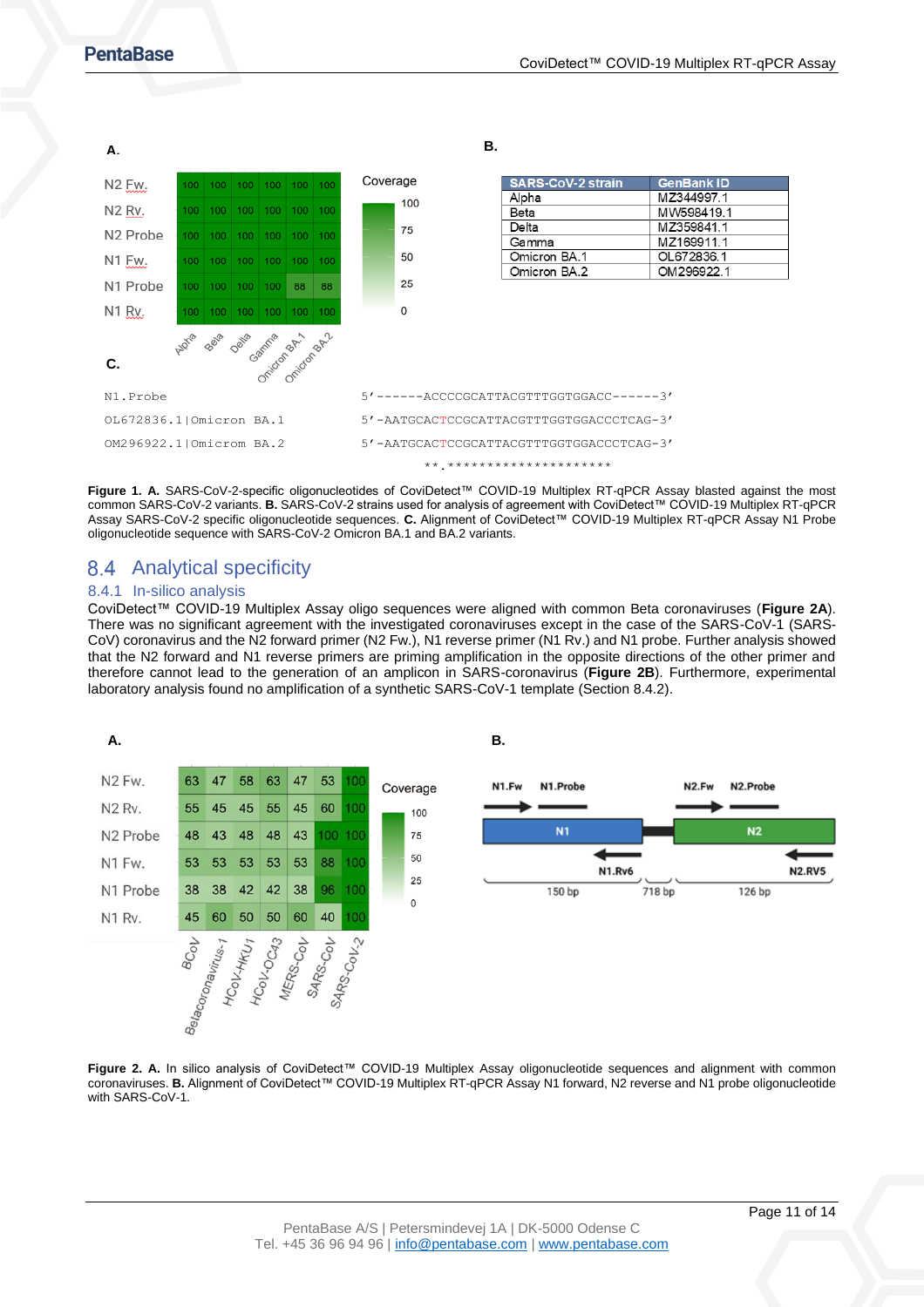**A.**

N2 Fw.
N2 Rv.
N2 Probe
N1 Fw.
N1 Probe
N1 Rv.

100 100 100 100 100 100
100 100 100 100 100 100
100 100 100 100 100 100
100 100 100 100 100 100
100 100 100 100 88 88
100 100 100 100 100 100

Alpha Beta Delta Gamma Omicron BA.1 Omicron BA.2

Coverage
100
75
50
25
0

**B.**

| SARS-CoV-2 strain | GenBank ID |
|---|---|
| Alpha | MZ344997.1 |
| Beta | MW598419.1 |
| Delta | MZ359841.1 |
| Gamma | MZ169911.1 |
| Omicron BA.1 | OL672836.1 |
| Omicron BA.2 | OM296922.1 |

**C.**

```
N1.Probe                     5'------ACCCCGCATTACGTTTGGTGGACC------3'
OL672836.1|Omicron BA.1      5'-AATGCACTCCGCATTACGTTTGGTGGACCCTCAG-3'
OM296922.1|Omicron BA.2      5'-AATGCACTCCGCATTACGTTTGGTGGACCCTCAG-3'
                                  **.**********************
```

**Figure 1. A.** SARS-CoV-2-specific oligonucleotides of CoviDetect™ COVID-19 Multiplex RT-qPCR Assay blasted against the most common SARS-CoV-2 variants. **B.** SARS-CoV-2 strains used for analysis of agreement with CoviDetect™ COVID-19 Multiplex RT-qPCR Assay SARS-CoV-2 specific oligonucleotide sequences. **C.** Alignment of CoviDetect™ COVID-19 Multiplex RT-qPCR Assay N1 Probe oligonucleotide sequence with SARS-CoV-2 Omicron BA.1 and BA.2 variants.

## 8.4 Analytical specificity

### 8.4.1 In-silico analysis

CoviDetect™ COVID-19 Multiplex Assay oligo sequences were aligned with common Beta coronaviruses (**Figure 2A**). There was no significant agreement with the investigated coronaviruses except in the case of the SARS-CoV-1 (SARS-CoV) coronavirus and the N2 forward primer (N2 Fw.), N1 reverse primer (N1 Rv.) and N1 probe. Further analysis showed that the N2 forward and N1 reverse primers are priming amplification in the opposite directions of the other primer and therefore cannot lead to the generation of an amplicon in SARS-coronavirus (**Figure 2B**). Furthermore, experimental laboratory analysis found no amplification of a synthetic SARS-CoV-1 template (Section 8.4.2).

**A.**

N2 Fw.
N2 Rv.
N2 Probe
N1 Fw.
N1 Probe
N1 Rv.

63 47 58 63 47 53 100
55 45 45 55 45 60 100
48 43 48 48 43 100 100
53 53 53 53 53 88 100
38 38 42 42 38 96 100
45 60 50 50 60 40 100

BCoV Betacoronavirus-1 HCoV-HKU1 HCoV-OC43 MERS-CoV SARS-CoV SARS-CoV-2

Coverage
100
75
50
25
0

**B.**

N1.Fw N1.Probe N2.Fw N2.Probe
N1 N2
N1.Rv6 N2.RV5
150 bp 718 bp 126 bp

**Figure 2. A.** In silico analysis of CoviDetect™ COVID-19 Multiplex Assay oligonucleotide sequences and alignment with common coronaviruses. **B.** Alignment of CoviDetect™ COVID-19 Multiplex RT-qPCR Assay N1 forward, N2 reverse and N1 probe oligonucleotide with SARS-CoV-1.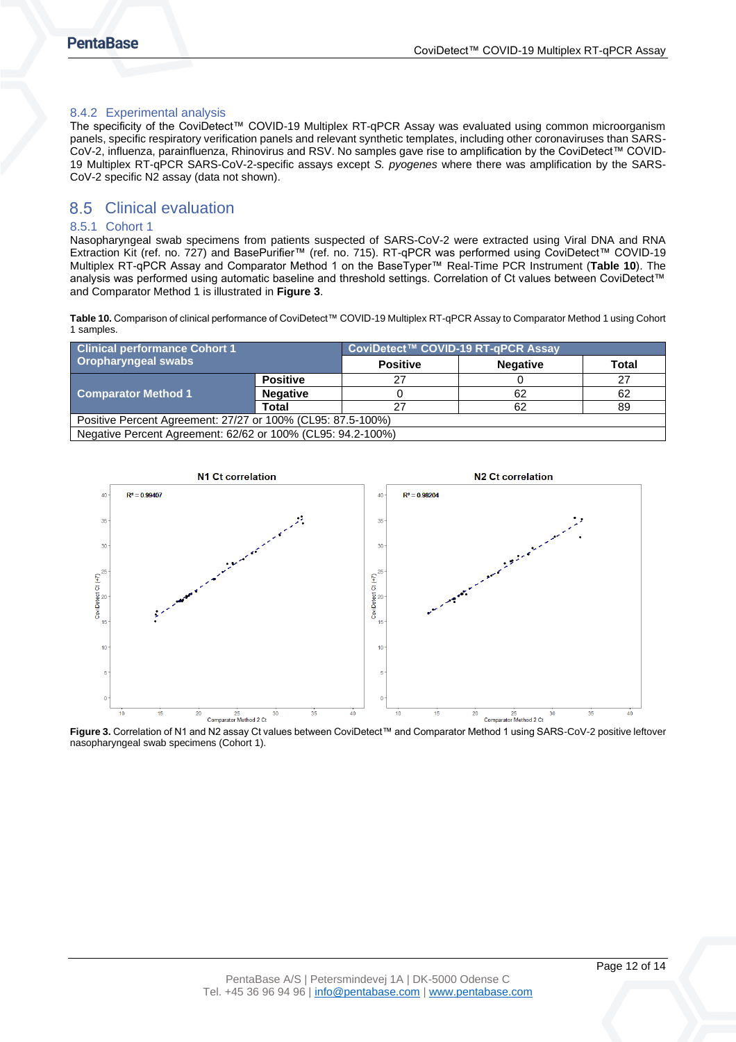### 8.4.2 Experimental analysis

The specificity of the CoviDetect™ COVID-19 Multiplex RT-qPCR Assay was evaluated using common microorganism panels, specific respiratory verification panels and relevant synthetic templates, including other coronaviruses than SARS-CoV-2, influenza, parainfluenza, Rhinovirus and RSV. No samples gave rise to amplification by the CoviDetect™ COVID-19 Multiplex RT-qPCR SARS-CoV-2-specific assays except *S. pyogenes* where there was amplification by the SARS-CoV-2 specific N2 assay (data not shown).

## 8.5 Clinical evaluation

### 8.5.1 Cohort 1

Nasopharyngeal swab specimens from patients suspected of SARS-CoV-2 were extracted using Viral DNA and RNA Extraction Kit (ref. no. 727) and BasePurifier™ (ref. no. 715). RT-qPCR was performed using CoviDetect™ COVID-19 Multiplex RT-qPCR Assay and Comparator Method 1 on the BaseTyper™ Real-Time PCR Instrument (**Table 10**). The analysis was performed using automatic baseline and threshold settings. Correlation of Ct values between CoviDetect™ and Comparator Method 1 is illustrated in **Figure 3**.

**Table 10.** Comparison of clinical performance of CoviDetect™ COVID-19 Multiplex RT-qPCR Assay to Comparator Method 1 using Cohort 1 samples.

| Clinical performance Cohort 1 Oropharyngeal swabs | | CoviDetect™ COVID-19 RT-qPCR Assay | | |
|---|---|---|---|---|
| | | **Positive** | **Negative** | **Total** |
| **Comparator Method 1** | **Positive** | 27 | 0 | 27 |
| | **Negative** | 0 | 62 | 62 |
| | **Total** | 27 | 62 | 89 |
| Positive Percent Agreement: 27/27 or 100% (CL95: 87.5-100%) | | | | |
| Negative Percent Agreement: 62/62 or 100% (CL95: 94.2-100%) | | | | |

N1 Ct correlation

$R^2 = 0.99407$

CoviDetect Ct (+7)

Comparator Method 2 Ct

N2 Ct correlation

$R^2 = 0.98204$

CoviDetect Ct (+7)

Comparator Method 2 Ct

**Figure 3.** Correlation of N1 and N2 assay Ct values between CoviDetect™ and Comparator Method 1 using SARS-CoV-2 positive leftover nasopharyngeal swab specimens (Cohort 1).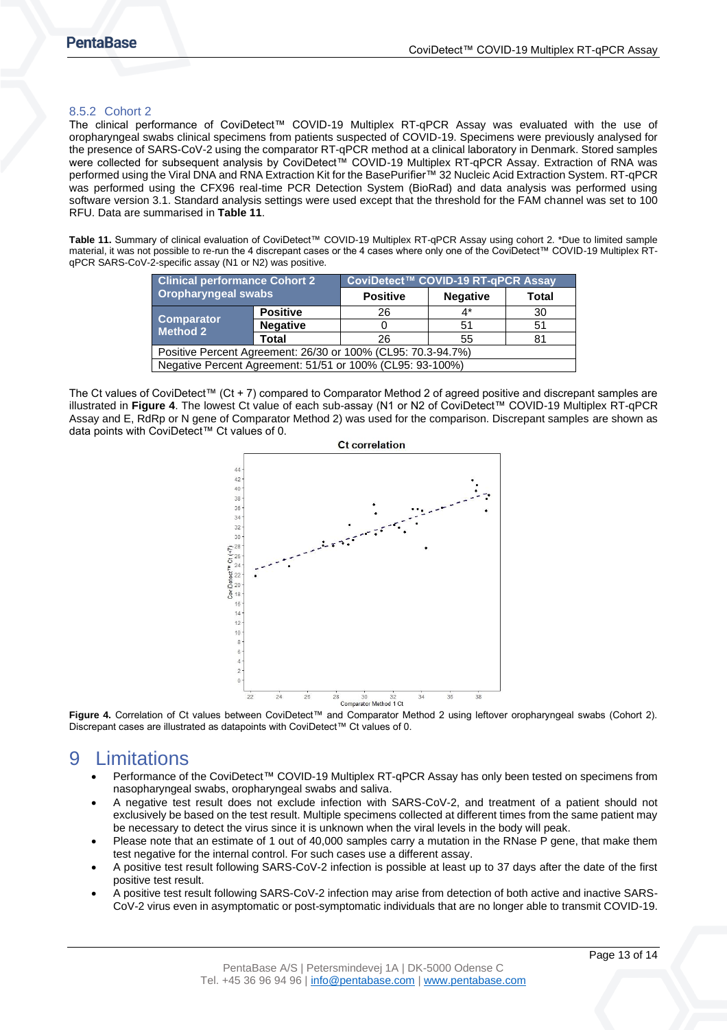### 8.5.2 Cohort 2

The clinical performance of CoviDetect™ COVID-19 Multiplex RT-qPCR Assay was evaluated with the use of oropharyngeal swabs clinical specimens from patients suspected of COVID-19. Specimens were previously analysed for the presence of SARS-CoV-2 using the comparator RT-qPCR method at a clinical laboratory in Denmark. Stored samples were collected for subsequent analysis by CoviDetect™ COVID-19 Multiplex RT-qPCR Assay. Extraction of RNA was performed using the Viral DNA and RNA Extraction Kit for the BasePurifier™ 32 Nucleic Acid Extraction System. RT-qPCR was performed using the CFX96 real-time PCR Detection System (BioRad) and data analysis was performed using software version 3.1. Standard analysis settings were used except that the threshold for the FAM channel was set to 100 RFU. Data are summarised in **Table 11**.

**Table 11.** Summary of clinical evaluation of CoviDetect™ COVID-19 Multiplex RT-qPCR Assay using cohort 2. *Due to limited sample material, it was not possible to re-run the 4 discrepant cases or the 4 cases where only one of the CoviDetect™ COVID-19 Multiplex RT-qPCR SARS-CoV-2-specific assay (N1 or N2) was positive.

| Clinical performance Cohort 2 Oropharyngeal swabs | | CoviDetect™ COVID-19 RT-qPCR Assay | | |
|---|---|---|---|---|
| | | Positive | Negative | Total |
| Comparator Method 2 | Positive | 26 | 4* | 30 |
| | Negative | 0 | 51 | 51 |
| | Total | 26 | 55 | 81 |
| Positive Percent Agreement: 26/30 or 100% (CL95: 70.3-94.7%) | | | | |
| Negative Percent Agreement: 51/51 or 100% (CL95: 93-100%) | | | | |

The Ct values of CoviDetect™ (Ct + 7) compared to Comparator Method 2 of agreed positive and discrepant samples are illustrated in **Figure 4**. The lowest Ct value of each sub-assay (N1 or N2 of CoviDetect™ COVID-19 Multiplex RT-qPCR Assay and E, RdRp or N gene of Comparator Method 2) was used for the comparison. Discrepant samples are shown as data points with CoviDetect™ Ct values of 0.

Ct correlation

CoviDetect™ Ct (+7)

0 2 4 6 8 10 12 14 16 18 20 22 24 26 28 30 32 34 36 38 40 42 44

22 24 26 28 30 32 34 36 38

Comparator Method 1 Ct

**Figure 4.** Correlation of Ct values between CoviDetect™ and Comparator Method 2 using leftover oropharyngeal swabs (Cohort 2). Discrepant cases are illustrated as datapoints with CoviDetect™ Ct values of 0.

# 9 Limitations

- Performance of the CoviDetect™ COVID-19 Multiplex RT-qPCR Assay has only been tested on specimens from nasopharyngeal swabs, oropharyngeal swabs and saliva.
- A negative test result does not exclude infection with SARS-CoV-2, and treatment of a patient should not exclusively be based on the test result. Multiple specimens collected at different times from the same patient may be necessary to detect the virus since it is unknown when the viral levels in the body will peak.
- Please note that an estimate of 1 out of 40,000 samples carry a mutation in the RNase P gene, that make them test negative for the internal control. For such cases use a different assay.
- A positive test result following SARS-CoV-2 infection is possible at least up to 37 days after the date of the first positive test result.
- A positive test result following SARS-CoV-2 infection may arise from detection of both active and inactive SARS-CoV-2 virus even in asymptomatic or post-symptomatic individuals that are no longer able to transmit COVID-19.

PentaBase A/S | Petersmindevej 1A | DK-5000 Odense C
Tel. +45 36 96 94 96 | info@pentabase.com | www.pentabase.com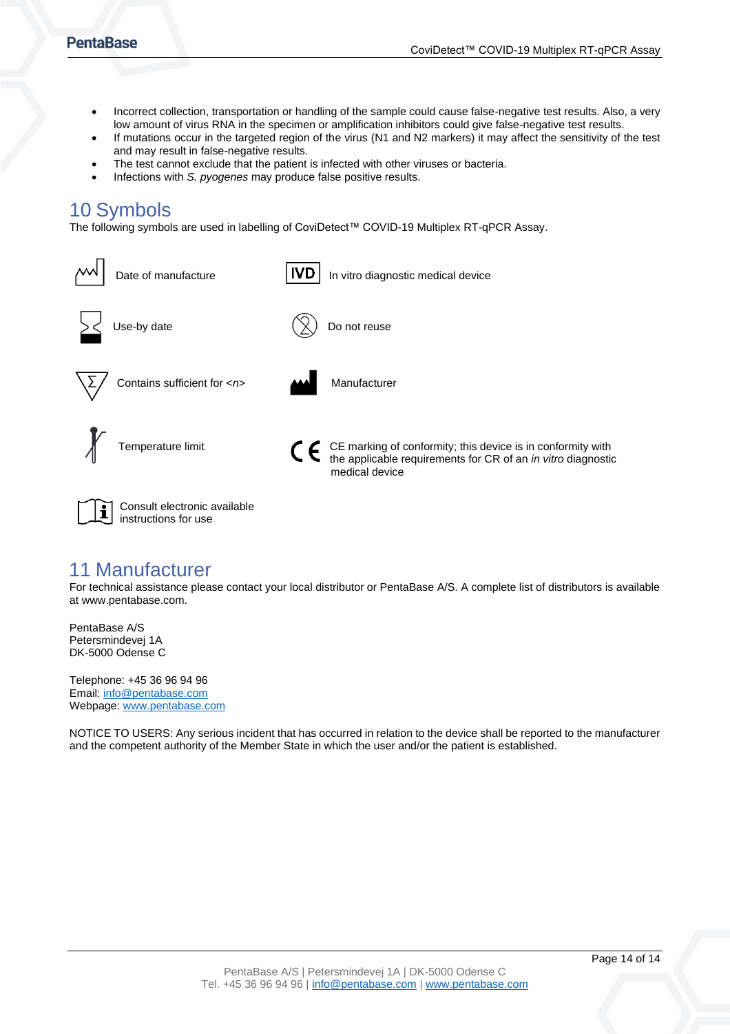- Incorrect collection, transportation or handling of the sample could cause false-negative test results. Also, a very low amount of virus RNA in the specimen or amplification inhibitors could give false-negative test results.
- If mutations occur in the targeted region of the virus (N1 and N2 markers) it may affect the sensitivity of the test and may result in false-negative results.
- The test cannot exclude that the patient is infected with other viruses or bacteria.
- Infections with *S. pyogenes* may produce false positive results.

# 10 Symbols

The following symbols are used in labelling of CoviDetect™ COVID-19 Multiplex RT-qPCR Assay.

| | | | |
|---|---|---|---|
| | Date of manufacture | IVD | In vitro diagnostic medical device |
| | Use-by date | | Do not reuse |
| Σ | Contains sufficient for <*n*> | | Manufacturer |
| | Temperature limit | CE | CE marking of conformity; this device is in conformity with the applicable requirements for CR of an *in vitro* diagnostic medical device |
| i | Consult electronic available instructions for use | | |

# 11 Manufacturer

For technical assistance please contact your local distributor or PentaBase A/S. A complete list of distributors is available at www.pentabase.com.

PentaBase A/S
Petersmindevej 1A
DK-5000 Odense C

Telephone: +45 36 96 94 96
Email: info@pentabase.com
Webpage: www.pentabase.com

NOTICE TO USERS: Any serious incident that has occurred in relation to the device shall be reported to the manufacturer and the competent authority of the Member State in which the user and/or the patient is established.